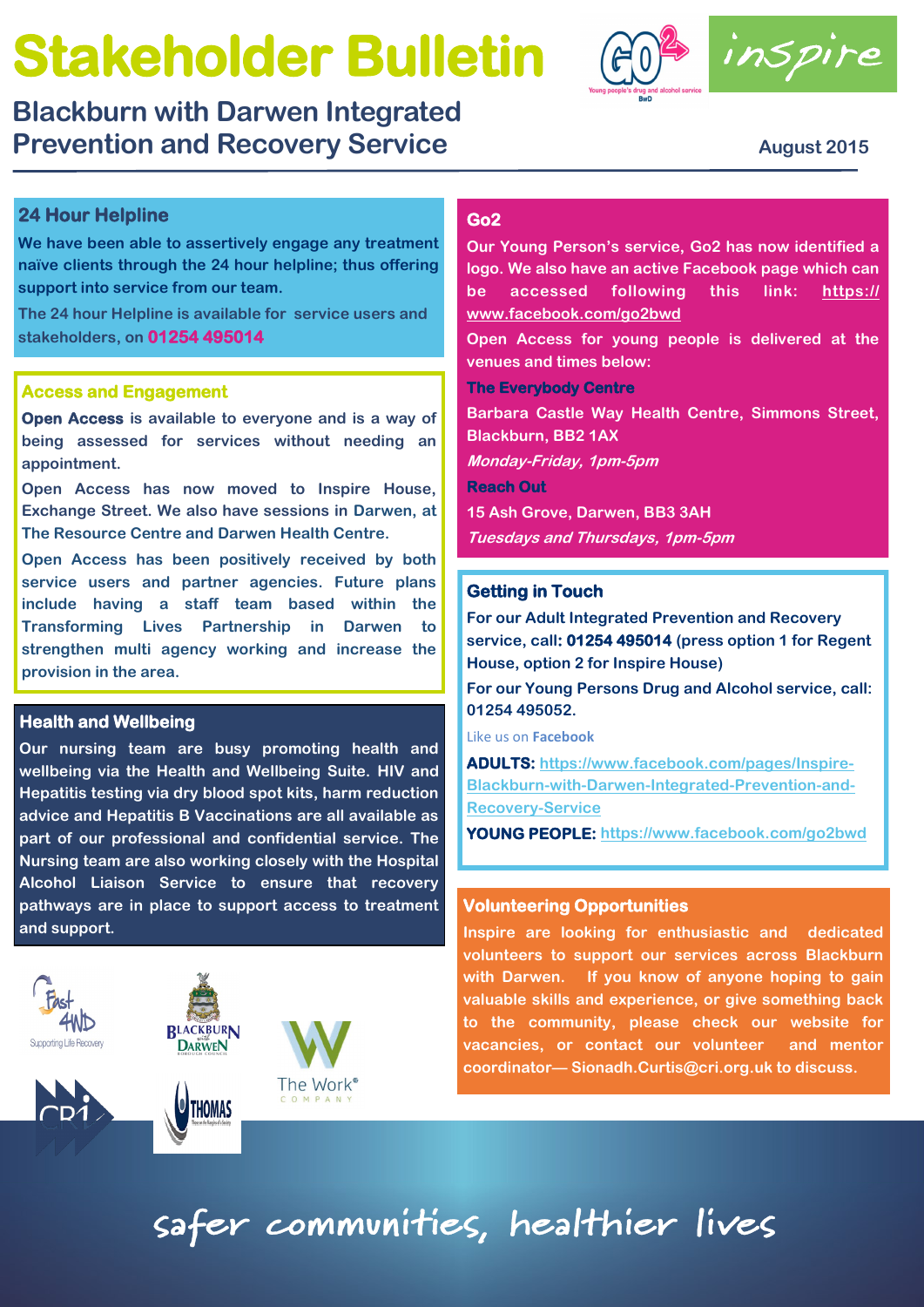# Stakeholder Bulletin

## Blackburn with Darwen Integrated Prevention and Recovery Service

August 2015

### 24 Hour Helpline

**We have been able to assertively engage any treatment naïve clients through the 24 hour helpline; thus offering support into service from our team.**

The 24 hour Helpline is available for service users and stakeholders, on **01254 495014**

### Access and Engagement

**Open Access** is available to everyone and is a way of being assessed for services without needing an appointment.

Open Access has now moved to Inspire House, Exchange Street. We also have sessions in Darwen, at The Resource Centre and Darwen Health Centre.

Open Access has been positively received by both service users and partner agencies. Future plans include having a staff team based within the Transforming Lives Partnership in Darwen to strengthen multi agency working and increase the provision in the area.

### Health and Wellbeing

Our nursing team are busy promoting health and wellbeing via the Health and Wellbeing Suite. HIV and Hepatitis testing via dry blood spot kits, harm reduction advice and Hepatitis B Vaccinations are all available as part of our professional and confidential service. The Nursing team are also working closely with the Hospital Alcohol Liaison Service to ensure that recovery pathways are in place to support access to treatment and support.

### Go2

Our Young Person's service, Go2 has now identified a logo. We also have an active Facebook page which can be accessed following this link: https://www.facebook.com/go2bwd

Open Access for young people is delivered at the venues and times below:

**The Everybody Centre**

Barbara Castle Way Health Centre, Simmons Street, Blackburn, BB2 1AX

*Monday-Friday, 1pm-5pm*

**Reach Out**

15 Ash Grove, Darwen, BB3 3AH

*Tuesdays and Thursdays, 1pm-5pm*

### Getting in Touch

For our Adult Integrated Prevention and Recovery service, call: **01254 495014** (press option 1 for Regent House, option 2 for Inspire House)

For our Young Persons Drug and Alcohol service, call: 01254 495052.

Like us on **Facebook**

**ADULTS:** https://www.facebook.com/pages/Inspire-Blackburn-with-Darwen-Integrated-Prevention-and-Recovery-Service

**YOUNG PEOPLE:** https://www.facebook.com/go2bwd

### Volunteering Opportunities

Inspire are looking for enthusiastic and dedicated volunteers to support our services across Blackburn with Darwen. If you know of anyone hoping to gain valuable skills and experience, or give something back to the community, please check our website for vacancies, or contact our volunteer and mentor coordinator— Sionadh.Curtis@cri.org.uk to discuss.

safer communities, healthier lives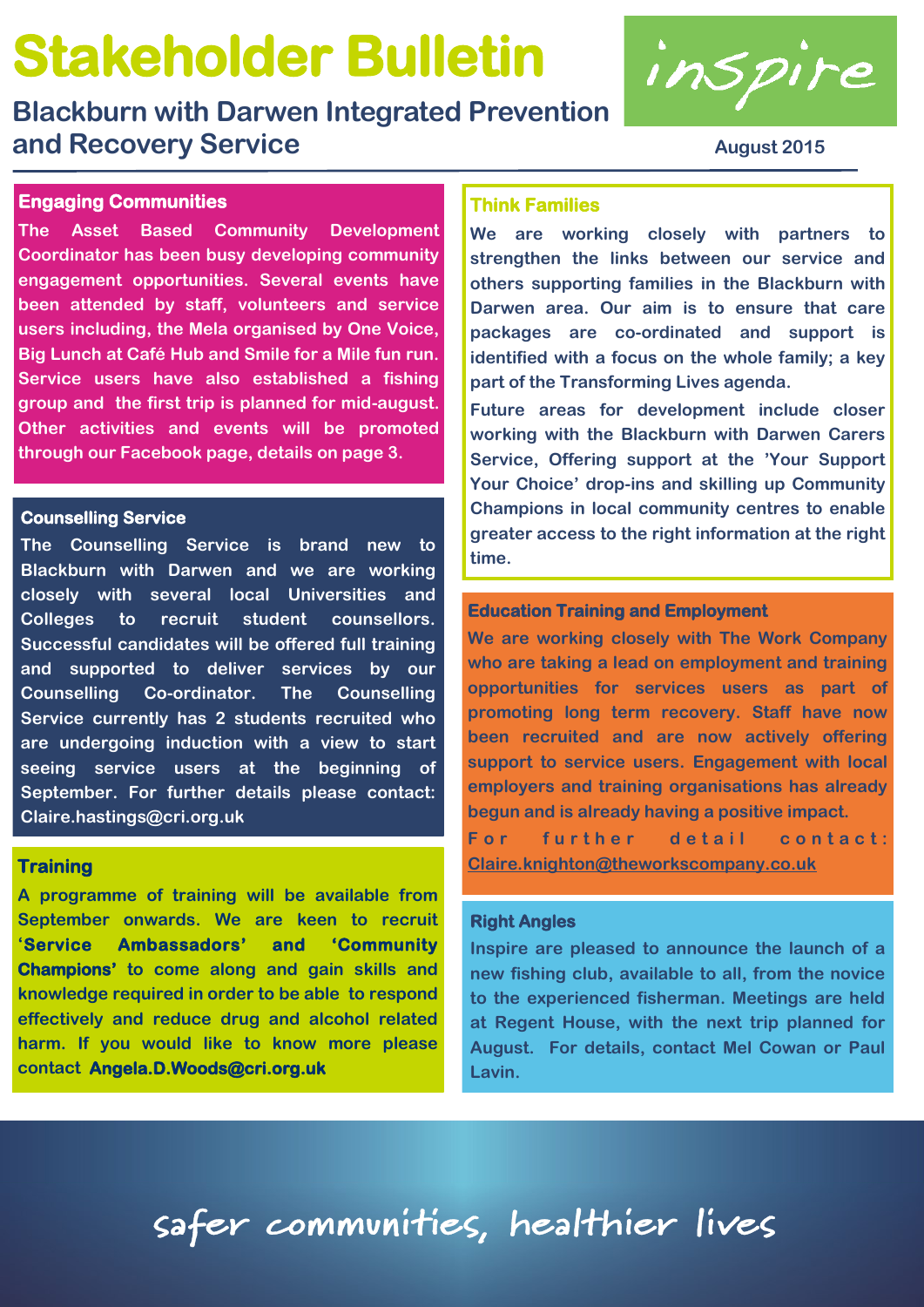# Stakeholder Bulletin

## Blackburn with Darwen Integrated Prevention and Recovery Service

inspire

August 2015

### Engaging Communities

The Asset Based Community Development Coordinator has been busy developing community engagement opportunities. Several events have been attended by staff, volunteers and service users including, the Mela organised by One Voice, Big Lunch at Café Hub and Smile for a Mile fun run. Service users have also established a fishing group and the first trip is planned for mid-august. Other activities and events will be promoted through our Facebook page, details on page 3.

### Counselling Service

The Counselling Service is brand new to Blackburn with Darwen and we are working closely with several local Universities and Colleges to recruit student counsellors. Successful candidates will be offered full training and supported to deliver services by our Counselling Co-ordinator. The Counselling Service currently has 2 students recruited who are undergoing induction with a view to start seeing service users at the beginning of September. For further details please contact: Claire.hastings@cri.org.uk

### Training

A programme of training will be available from September onwards. We are keen to recruit '**Service Ambassadors' and 'Community Champions'** to come along and gain skills and knowledge required in order to be able to respond effectively and reduce drug and alcohol related harm. If you would like to know more please contact **Angela.D.Woods@cri.org.uk**

### Think Families

We are working closely with partners to strengthen the links between our service and others supporting families in the Blackburn with Darwen area. Our aim is to ensure that care packages are co-ordinated and support is identified with a focus on the whole family; a key part of the Transforming Lives agenda.

Future areas for development include closer working with the Blackburn with Darwen Carers Service, Offering support at the 'Your Support Your Choice' drop-ins and skilling up Community Champions in local community centres to enable greater access to the right information at the right time.

### Education Training and Employment

We are working closely with The Work Company who are taking a lead on employment and training opportunities for services users as part of promoting long term recovery. Staff have now been recruited and are now actively offering support to service users. Engagement with local employers and training organisations has already begun and is already having a positive impact.

For further detail contact: Claire.knighton@theworkscompany.co.uk

### Right Angles

Inspire are pleased to announce the launch of a new fishing club, available to all, from the novice to the experienced fisherman. Meetings are held at Regent House, with the next trip planned for August. For details, contact Mel Cowan or Paul Lavin.

safer communities, healthier lives